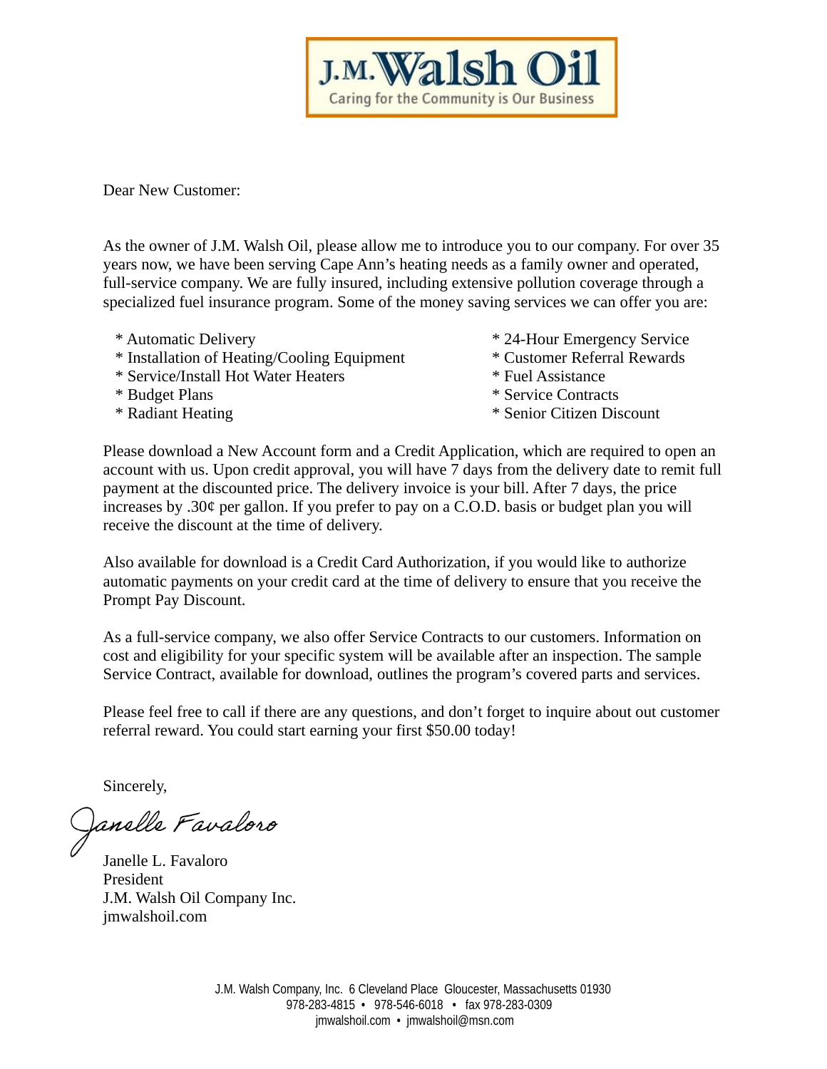**J.M. Walsh Oil**

Caring for the Community is Our Business

Dear New Customer:

As the owner of J.M. Walsh Oil, please allow me to introduce you to our company. For over 35 years now, we have been serving Cape Ann's heating needs as a family owner and operated, full-service company. We are fully insured, including extensive pollution coverage through a specialized fuel insurance program. Some of the money saving services we can offer you are:

* Automatic Delivery
* Installation of Heating/Cooling Equipment
* Service/Install Hot Water Heaters
* Budget Plans
* Radiant Heating
* 24-Hour Emergency Service
* Customer Referral Rewards
* Fuel Assistance
* Service Contracts
* Senior Citizen Discount

Please download a New Account form and a Credit Application, which are required to open an account with us. Upon credit approval, you will have 7 days from the delivery date to remit full payment at the discounted price. The delivery invoice is your bill. After 7 days, the price increases by .30¢ per gallon. If you prefer to pay on a C.O.D. basis or budget plan you will receive the discount at the time of delivery.

Also available for download is a Credit Card Authorization, if you would like to authorize automatic payments on your credit card at the time of delivery to ensure that you receive the Prompt Pay Discount.

As a full-service company, we also offer Service Contracts to our customers. Information on cost and eligibility for your specific system will be available after an inspection. The sample Service Contract, available for download, outlines the program's covered parts and services.

Please feel free to call if there are any questions, and don't forget to inquire about out customer referral reward. You could start earning your first $50.00 today!

Sincerely,

Janelle Favaloro

Janelle L. Favaloro
President
J.M. Walsh Oil Company Inc.
jmwalshoil.com

J.M. Walsh Company, Inc. 6 Cleveland Place Gloucester, Massachusetts 01930
978-283-4815 • 978-546-6018 • fax 978-283-0309
jmwalshoil.com • jmwalshoil@msn.com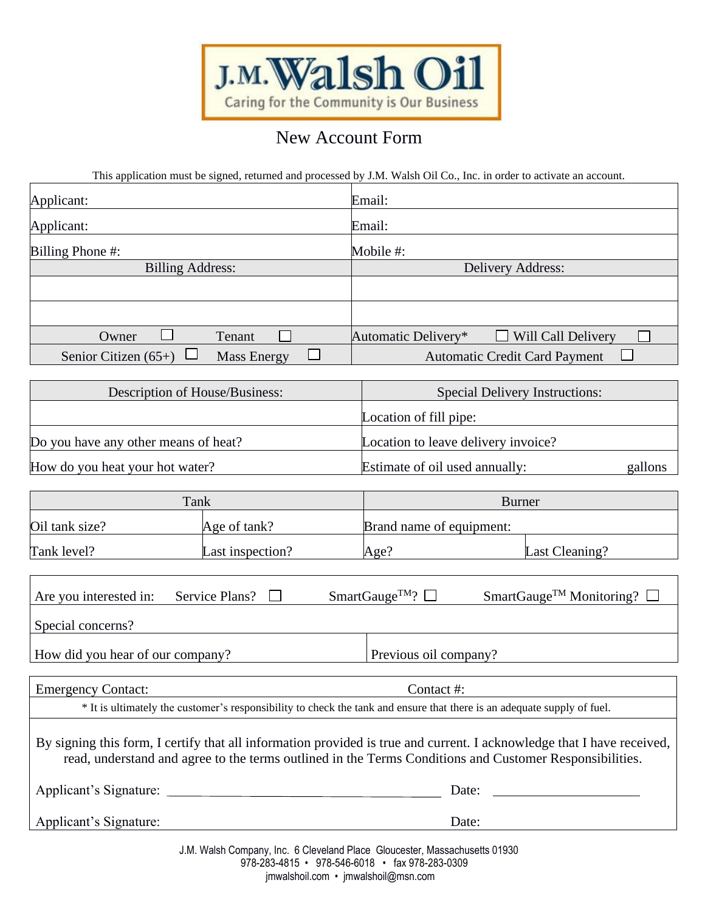J.M. Walsh Oil

Caring for the Community is Our Business

# New Account Form

This application must be signed, returned and processed by J.M. Walsh Oil Co., Inc. in order to activate an account.

| | |
|---|---|
| Applicant: | Email: |
| Applicant: | Email: |
| Billing Phone #: | Mobile #: |
| Billing Address: | Delivery Address: |
| | |
| | |
| Owner ☐ Tenant ☐ | Automatic Delivery* ☐ Will Call Delivery ☐ |
| Senior Citizen (65+) ☐ Mass Energy ☐ | Automatic Credit Card Payment ☐ |

| Description of House/Business: | Special Delivery Instructions: |
|---|---|
| | Location of fill pipe: |
| Do you have any other means of heat? | Location to leave delivery invoice? |
| How do you heat your hot water? | Estimate of oil used annually: gallons |

| Tank | | Burner | |
|---|---|---|---|
| Oil tank size? | Age of tank? | Brand name of equipment: | |
| Tank level? | Last inspection? | Age? | Last Cleaning? |

| | |
|---|---|
| Are you interested in: Service Plans? ☐ SmartGauge™? ☐ SmartGauge™ Monitoring? ☐ | |
| Special concerns? | |
| How did you hear of our company? | Previous oil company? |

| | |
|---|---|
| Emergency Contact: | Contact #: |

* It is ultimately the customer's responsibility to check the tank and ensure that there is an adequate supply of fuel.

By signing this form, I certify that all information provided is true and current. I acknowledge that I have received, read, understand and agree to the terms outlined in the Terms Conditions and Customer Responsibilities.

Applicant's Signature: ______________________________ Date: ____________________

Applicant's Signature: Date:

J.M. Walsh Company, Inc. 6 Cleveland Place Gloucester, Massachusetts 01930
978-283-4815 • 978-546-6018 • fax 978-283-0309
jmwalshoil.com • jmwalshoil@msn.com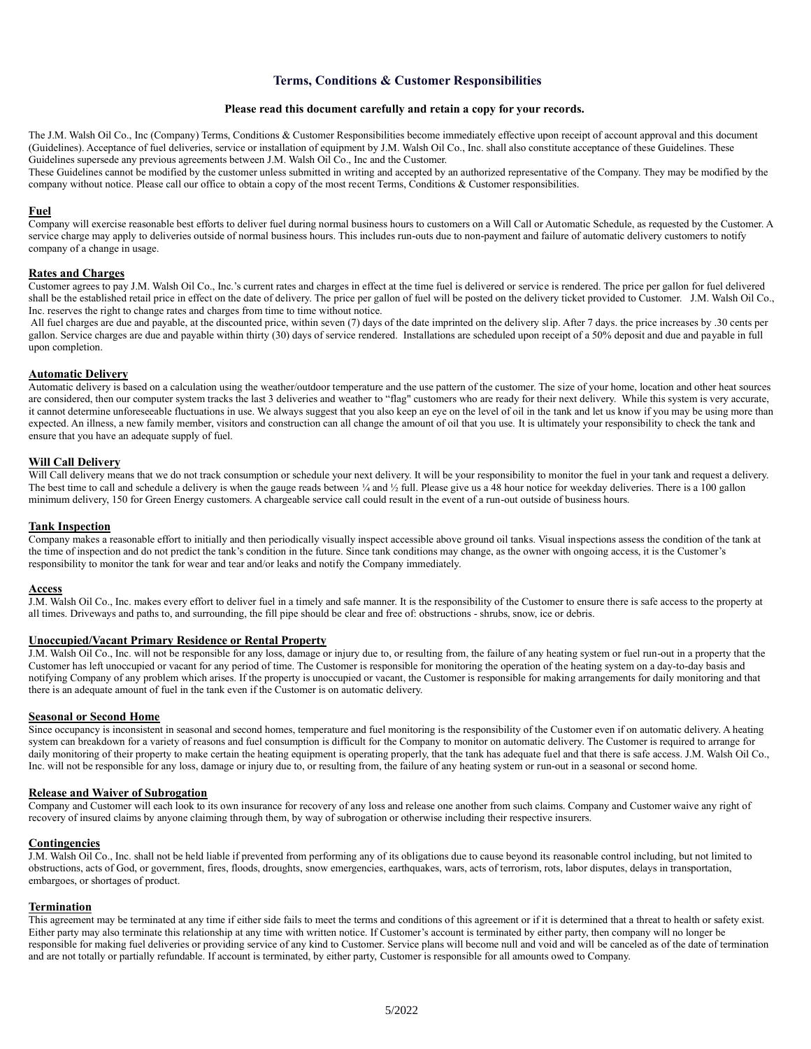# Terms, Conditions & Customer Responsibilities

**Please read this document carefully and retain a copy for your records.**

The J.M. Walsh Oil Co., Inc (Company) Terms, Conditions & Customer Responsibilities become immediately effective upon receipt of account approval and this document (Guidelines). Acceptance of fuel deliveries, service or installation of equipment by J.M. Walsh Oil Co., Inc. shall also constitute acceptance of these Guidelines. These Guidelines supersede any previous agreements between J.M. Walsh Oil Co., Inc and the Customer.

These Guidelines cannot be modified by the customer unless submitted in writing and accepted by an authorized representative of the Company. They may be modified by the company without notice. Please call our office to obtain a copy of the most recent Terms, Conditions & Customer responsibilities.

## Fuel

Company will exercise reasonable best efforts to deliver fuel during normal business hours to customers on a Will Call or Automatic Schedule, as requested by the Customer. A service charge may apply to deliveries outside of normal business hours. This includes run-outs due to non-payment and failure of automatic delivery customers to notify company of a change in usage.

## Rates and Charges

Customer agrees to pay J.M. Walsh Oil Co., Inc.'s current rates and charges in effect at the time fuel is delivered or service is rendered. The price per gallon for fuel delivered shall be the established retail price in effect on the date of delivery. The price per gallon of fuel will be posted on the delivery ticket provided to Customer. J.M. Walsh Oil Co., Inc. reserves the right to change rates and charges from time to time without notice.

All fuel charges are due and payable, at the discounted price, within seven (7) days of the date imprinted on the delivery slip. After 7 days. the price increases by .30 cents per gallon. Service charges are due and payable within thirty (30) days of service rendered. Installations are scheduled upon receipt of a 50% deposit and due and payable in full upon completion.

## Automatic Delivery

Automatic delivery is based on a calculation using the weather/outdoor temperature and the use pattern of the customer. The size of your home, location and other heat sources are considered, then our computer system tracks the last 3 deliveries and weather to "flag" customers who are ready for their next delivery. While this system is very accurate, it cannot determine unforeseeable fluctuations in use. We always suggest that you also keep an eye on the level of oil in the tank and let us know if you may be using more than expected. An illness, a new family member, visitors and construction can all change the amount of oil that you use. It is ultimately your responsibility to check the tank and ensure that you have an adequate supply of fuel.

## Will Call Delivery

Will Call delivery means that we do not track consumption or schedule your next delivery. It will be your responsibility to monitor the fuel in your tank and request a delivery. The best time to call and schedule a delivery is when the gauge reads between ¼ and ½ full. Please give us a 48 hour notice for weekday deliveries. There is a 100 gallon minimum delivery, 150 for Green Energy customers. A chargeable service call could result in the event of a run-out outside of business hours.

## Tank Inspection

Company makes a reasonable effort to initially and then periodically visually inspect accessible above ground oil tanks. Visual inspections assess the condition of the tank at the time of inspection and do not predict the tank's condition in the future. Since tank conditions may change, as the owner with ongoing access, it is the Customer's responsibility to monitor the tank for wear and tear and/or leaks and notify the Company immediately.

## Access

J.M. Walsh Oil Co., Inc. makes every effort to deliver fuel in a timely and safe manner. It is the responsibility of the Customer to ensure there is safe access to the property at all times. Driveways and paths to, and surrounding, the fill pipe should be clear and free of: obstructions - shrubs, snow, ice or debris.

## Unoccupied/Vacant Primary Residence or Rental Property

J.M. Walsh Oil Co., Inc. will not be responsible for any loss, damage or injury due to, or resulting from, the failure of any heating system or fuel run-out in a property that the Customer has left unoccupied or vacant for any period of time. The Customer is responsible for monitoring the operation of the heating system on a day-to-day basis and notifying Company of any problem which arises. If the property is unoccupied or vacant, the Customer is responsible for making arrangements for daily monitoring and that there is an adequate amount of fuel in the tank even if the Customer is on automatic delivery.

## Seasonal or Second Home

Since occupancy is inconsistent in seasonal and second homes, temperature and fuel monitoring is the responsibility of the Customer even if on automatic delivery. A heating system can breakdown for a variety of reasons and fuel consumption is difficult for the Company to monitor on automatic delivery. The Customer is required to arrange for daily monitoring of their property to make certain the heating equipment is operating properly, that the tank has adequate fuel and that there is safe access. J.M. Walsh Oil Co., Inc. will not be responsible for any loss, damage or injury due to, or resulting from, the failure of any heating system or run-out in a seasonal or second home.

## Release and Waiver of Subrogation

Company and Customer will each look to its own insurance for recovery of any loss and release one another from such claims. Company and Customer waive any right of recovery of insured claims by anyone claiming through them, by way of subrogation or otherwise including their respective insurers.

## Contingencies

J.M. Walsh Oil Co., Inc. shall not be held liable if prevented from performing any of its obligations due to cause beyond its reasonable control including, but not limited to obstructions, acts of God, or government, fires, floods, droughts, snow emergencies, earthquakes, wars, acts of terrorism, rots, labor disputes, delays in transportation, embargoes, or shortages of product.

## Termination

This agreement may be terminated at any time if either side fails to meet the terms and conditions of this agreement or if it is determined that a threat to health or safety exist. Either party may also terminate this relationship at any time with written notice. If Customer's account is terminated by either party, then company will no longer be responsible for making fuel deliveries or providing service of any kind to Customer. Service plans will become null and void and will be canceled as of the date of termination and are not totally or partially refundable. If account is terminated, by either party, Customer is responsible for all amounts owed to Company.

5/2022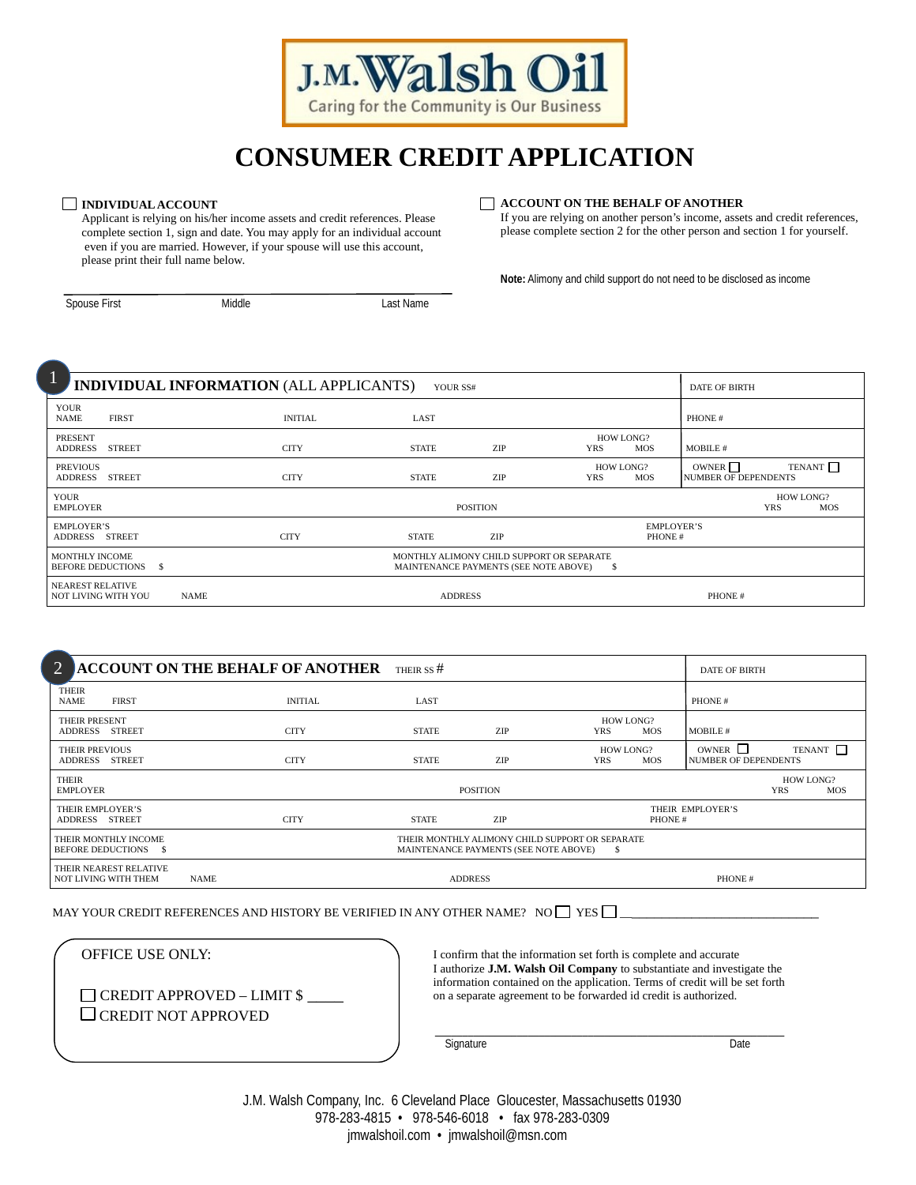**J.M. Walsh Oil**
Caring for the Community is Our Business

# CONSUMER CREDIT APPLICATION

☐ **INDIVIDUAL ACCOUNT**
Applicant is relying on his/her income assets and credit references. Please complete section 1, sign and date. You may apply for an individual account even if you are married. However, if your spouse will use this account, please print their full name below.

☐ **ACCOUNT ON THE BEHALF OF ANOTHER**
If you are relying on another person's income, assets and credit references, please complete section 2 for the other person and section 1 for yourself.

**Note:** Alimony and child support do not need to be disclosed as income

Spouse First ____________ Middle ____________ Last Name ____________

## 1 INDIVIDUAL INFORMATION (ALL APPLICANTS)

| | |
|---|---|
| YOUR SS# | DATE OF BIRTH |
| YOUR NAME FIRST / INITIAL / LAST | PHONE # |
| PRESENT ADDRESS STREET / CITY / STATE / ZIP / HOW LONG? YRS MOS | MOBILE # |
| PREVIOUS ADDRESS STREET / CITY / STATE / ZIP / HOW LONG? YRS MOS | OWNER ☐ TENANT ☐ NUMBER OF DEPENDENTS |
| YOUR EMPLOYER / POSITION / HOW LONG? YRS MOS | |
| EMPLOYER'S ADDRESS STREET / CITY / STATE / ZIP | EMPLOYER'S PHONE # |
| MONTHLY INCOME BEFORE DEDUCTIONS $ / MONTHLY ALIMONY CHILD SUPPORT OR SEPARATE MAINTENANCE PAYMENTS (SEE NOTE ABOVE) $ | |
| NEAREST RELATIVE NOT LIVING WITH YOU NAME / ADDRESS | PHONE # |

## 2 ACCOUNT ON THE BEHALF OF ANOTHER

| | |
|---|---|
| THEIR SS # | DATE OF BIRTH |
| THEIR NAME FIRST / INITIAL / LAST | PHONE # |
| THEIR PRESENT ADDRESS STREET / CITY / STATE / ZIP / HOW LONG? YRS MOS | MOBILE # |
| THEIR PREVIOUS ADDRESS STREET / CITY / STATE / ZIP / HOW LONG? YRS MOS | OWNER ☐ TENANT ☐ NUMBER OF DEPENDENTS |
| THEIR EMPLOYER / POSITION / HOW LONG? YRS MOS | |
| THEIR EMPLOYER'S ADDRESS STREET / CITY / STATE / ZIP | THEIR EMPLOYER'S PHONE # |
| THEIR MONTHLY INCOME BEFORE DEDUCTIONS $ / THEIR MONTHLY ALIMONY CHILD SUPPORT OR SEPARATE MAINTENANCE PAYMENTS (SEE NOTE ABOVE) $ | |
| THEIR NEAREST RELATIVE NOT LIVING WITH THEM NAME / ADDRESS | PHONE # |

MAY YOUR CREDIT REFERENCES AND HISTORY BE VERIFIED IN ANY OTHER NAME? NO ☐ YES ☐ ______________________________

OFFICE USE ONLY:

☐ CREDIT APPROVED – LIMIT $ _____
☐ CREDIT NOT APPROVED

I confirm that the information set forth is complete and accurate
I authorize **J.M. Walsh Oil Company** to substantiate and investigate the information contained on the application. Terms of credit will be set forth on a separate agreement to be forwarded id credit is authorized.

Signature ______________________ Date ________

J.M. Walsh Company, Inc. 6 Cleveland Place Gloucester, Massachusetts 01930
978-283-4815 • 978-546-6018 • fax 978-283-0309
jmwalshoil.com • jmwalshoil@msn.com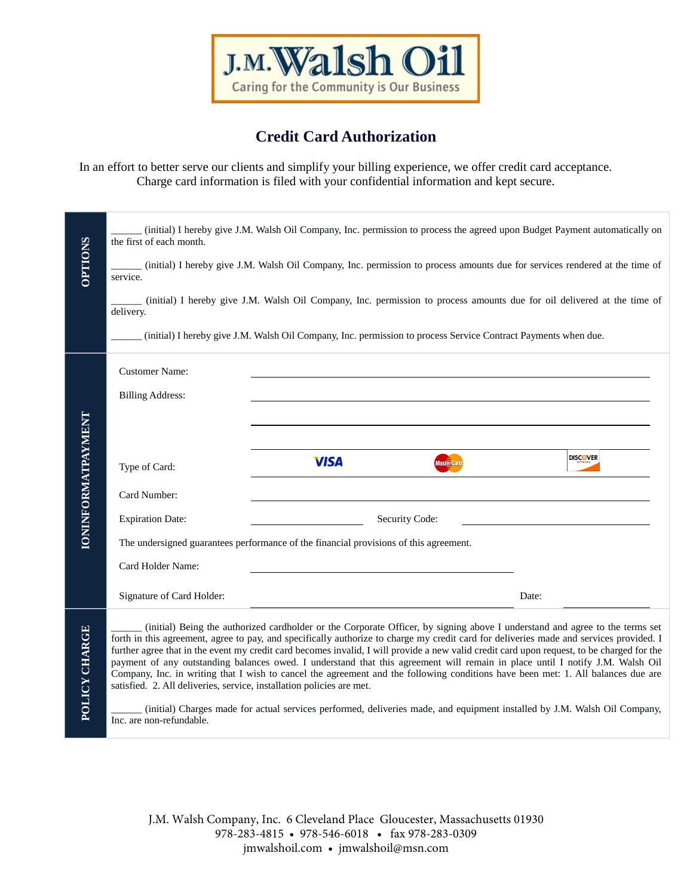J.M. Walsh Oil

Caring for the Community is Our Business

# Credit Card Authorization

In an effort to better serve our clients and simplify your billing experience, we offer credit card acceptance. Charge card information is filed with your confidential information and kept secure.

## OPTIONS

______ (initial) I hereby give J.M. Walsh Oil Company, Inc. permission to process the agreed upon Budget Payment automatically on the first of each month.

______ (initial) I hereby give J.M. Walsh Oil Company, Inc. permission to process amounts due for services rendered at the time of service.

______ (initial) I hereby give J.M. Walsh Oil Company, Inc. permission to process amounts due for oil delivered at the time of delivery.

______ (initial) I hereby give J.M. Walsh Oil Company, Inc. permission to process Service Contract Payments when due.

## PAYMENT INFORMATION

Customer Name: ______________________________

Billing Address: ______________________________

______________________________

______________________________

Type of Card: VISA MasterCard DISCOVER NETWORK

Card Number: ______________________________

Expiration Date: ______________ Security Code: ______________

The undersigned guarantees performance of the financial provisions of this agreement.

Card Holder Name: ______________________________

Signature of Card Holder: ______________________________ Date: ______________

## CHARGE POLICY

______ (initial) Being the authorized cardholder or the Corporate Officer, by signing above I understand and agree to the terms set forth in this agreement, agree to pay, and specifically authorize to charge my credit card for deliveries made and services provided. I further agree that in the event my credit card becomes invalid, I will provide a new valid credit card upon request, to be charged for the payment of any outstanding balances owed. I understand that this agreement will remain in place until I notify J.M. Walsh Oil Company, Inc. in writing that I wish to cancel the agreement and the following conditions have been met: 1. All balances due are satisfied. 2. All deliveries, service, installation policies are met.

______ (initial) Charges made for actual services performed, deliveries made, and equipment installed by J.M. Walsh Oil Company, Inc. are non-refundable.

J.M. Walsh Company, Inc. 6 Cleveland Place Gloucester, Massachusetts 01930
978-283-4815 • 978-546-6018 • fax 978-283-0309
jmwalshoil.com • jmwalshoil@msn.com